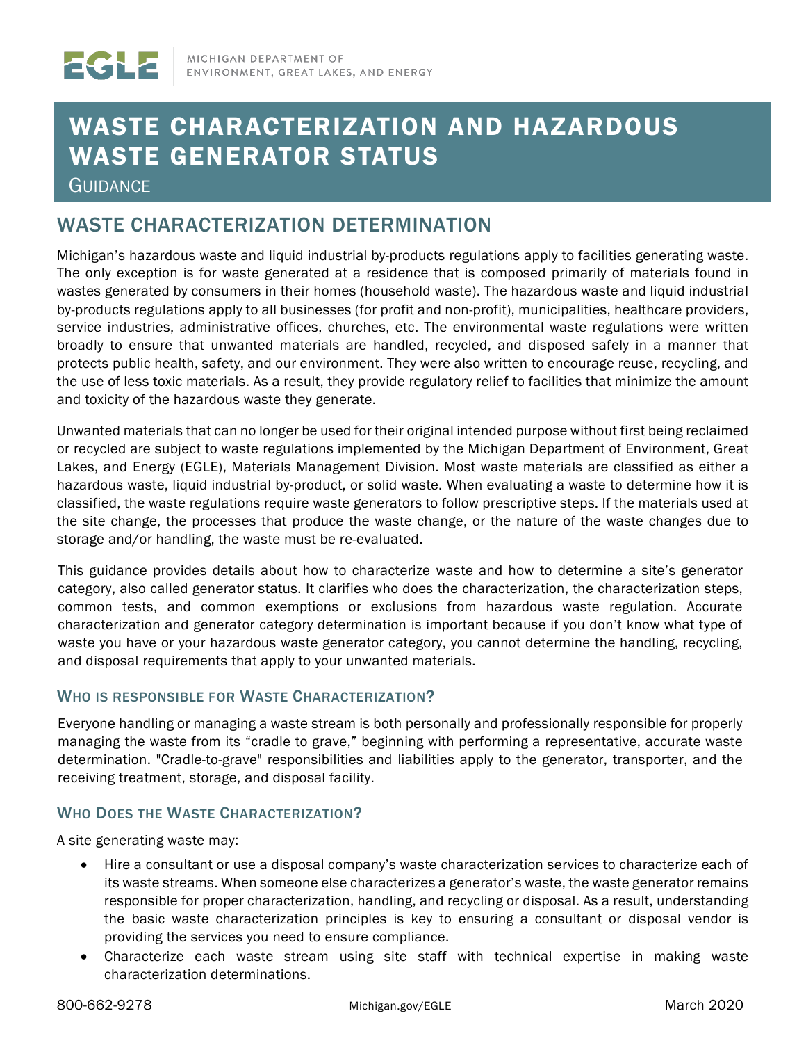# WASTE CHARACTERIZATION AND HAZARDOUS WASTE GENERATOR STATUS

GUIDANCE

## WASTE CHARACTERIZATION DETERMINATION

Michigan's hazardous waste and liquid industrial by-products regulations apply to facilities generating waste. The only exception is for waste generated at a residence that is composed primarily of materials found in wastes generated by consumers in their homes (household waste). The hazardous waste and liquid industrial by-products regulations apply to all businesses (for profit and non-profit), municipalities, healthcare providers, service industries, administrative offices, churches, etc. The environmental waste regulations were written broadly to ensure that unwanted materials are handled, recycled, and disposed safely in a manner that protects public health, safety, and our environment. They were also written to encourage reuse, recycling, and the use of less toxic materials. As a result, they provide regulatory relief to facilities that minimize the amount and toxicity of the hazardous waste they generate.

Unwanted materials that can no longer be used for their original intended purpose without first being reclaimed or recycled are subject to waste regulations implemented by the Michigan Department of Environment, Great Lakes, and Energy (EGLE), Materials Management Division. Most waste materials are classified as either a hazardous waste, liquid industrial by-product, or solid waste. When evaluating a waste to determine how it is classified, the waste regulations require waste generators to follow prescriptive steps. If the materials used at the site change, the processes that produce the waste change, or the nature of the waste changes due to storage and/or handling, the waste must be re-evaluated.

This guidance provides details about how to characterize waste and how to determine a site's generator category, also called generator status. It clarifies who does the characterization, the characterization steps, common tests, and common exemptions or exclusions from hazardous waste regulation. Accurate characterization and generator category determination is important because if you don't know what type of waste you have or your hazardous waste generator category, you cannot determine the handling, recycling, and disposal requirements that apply to your unwanted materials.

### WHO IS RESPONSIBLE FOR WASTE CHARACTERIZATION?

Everyone handling or managing a waste stream is both personally and professionally responsible for properly managing the waste from its "cradle to grave," beginning with performing a representative, accurate waste determination. "Cradle-to-grave" responsibilities and liabilities apply to the generator, transporter, and the receiving treatment, storage, and disposal facility.

### WHO DOES THE WASTE CHARACTERIZATION?

A site generating waste may:

- Hire a consultant or use a disposal company's waste characterization services to characterize each of its waste streams. When someone else characterizes a generator's waste, the waste generator remains responsible for proper characterization, handling, and recycling or disposal. As a result, understanding the basic waste characterization principles is key to ensuring a consultant or disposal vendor is providing the services you need to ensure compliance.
- Characterize each waste stream using site staff with technical expertise in making waste characterization determinations.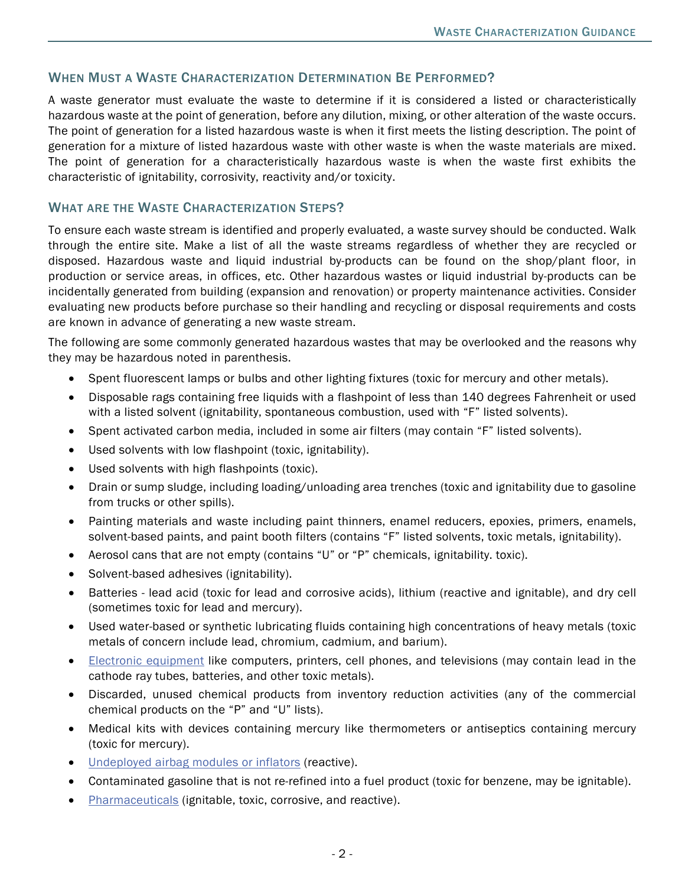## When Must a Waste Characterization Determination Be Performed?

A waste generator must evaluate the waste to determine if it is considered a listed or characteristically hazardous waste at the point of generation, before any dilution, mixing, or other alteration of the waste occurs. The point of generation for a listed hazardous waste is when it first meets the listing description. The point of generation for a mixture of listed hazardous waste with other waste is when the waste materials are mixed. The point of generation for a characteristically hazardous waste is when the waste first exhibits the characteristic of ignitability, corrosivity, reactivity and/or toxicity.

## What are the Waste Characterization Steps?

To ensure each waste stream is identified and properly evaluated, a waste survey should be conducted. Walk through the entire site. Make a list of all the waste streams regardless of whether they are recycled or disposed. Hazardous waste and liquid industrial by-products can be found on the shop/plant floor, in production or service areas, in offices, etc. Other hazardous wastes or liquid industrial by-products can be incidentally generated from building (expansion and renovation) or property maintenance activities. Consider evaluating new products before purchase so their handling and recycling or disposal requirements and costs are known in advance of generating a new waste stream.

The following are some commonly generated hazardous wastes that may be overlooked and the reasons why they may be hazardous noted in parenthesis.

- Spent fluorescent lamps or bulbs and other lighting fixtures (toxic for mercury and other metals).
- Disposable rags containing free liquids with a flashpoint of less than 140 degrees Fahrenheit or used with a listed solvent (ignitability, spontaneous combustion, used with "F" listed solvents).
- Spent activated carbon media, included in some air filters (may contain "F" listed solvents).
- Used solvents with low flashpoint (toxic, ignitability).
- Used solvents with high flashpoints (toxic).
- Drain or sump sludge, including loading/unloading area trenches (toxic and ignitability due to gasoline from trucks or other spills).
- Painting materials and waste including paint thinners, enamel reducers, epoxies, primers, enamels, solvent-based paints, and paint booth filters (contains "F" listed solvents, toxic metals, ignitability).
- Aerosol cans that are not empty (contains "U" or "P" chemicals, ignitability. toxic).
- Solvent-based adhesives (ignitability).
- Batteries - lead acid (toxic for lead and corrosive acids), lithium (reactive and ignitable), and dry cell (sometimes toxic for lead and mercury).
- Used water-based or synthetic lubricating fluids containing high concentrations of heavy metals (toxic metals of concern include lead, chromium, cadmium, and barium).
- Electronic equipment like computers, printers, cell phones, and televisions (may contain lead in the cathode ray tubes, batteries, and other toxic metals).
- Discarded, unused chemical products from inventory reduction activities (any of the commercial chemical products on the "P" and "U" lists).
- Medical kits with devices containing mercury like thermometers or antiseptics containing mercury (toxic for mercury).
- Undeployed airbag modules or inflators (reactive).
- Contaminated gasoline that is not re-refined into a fuel product (toxic for benzene, may be ignitable).
- Pharmaceuticals (ignitable, toxic, corrosive, and reactive).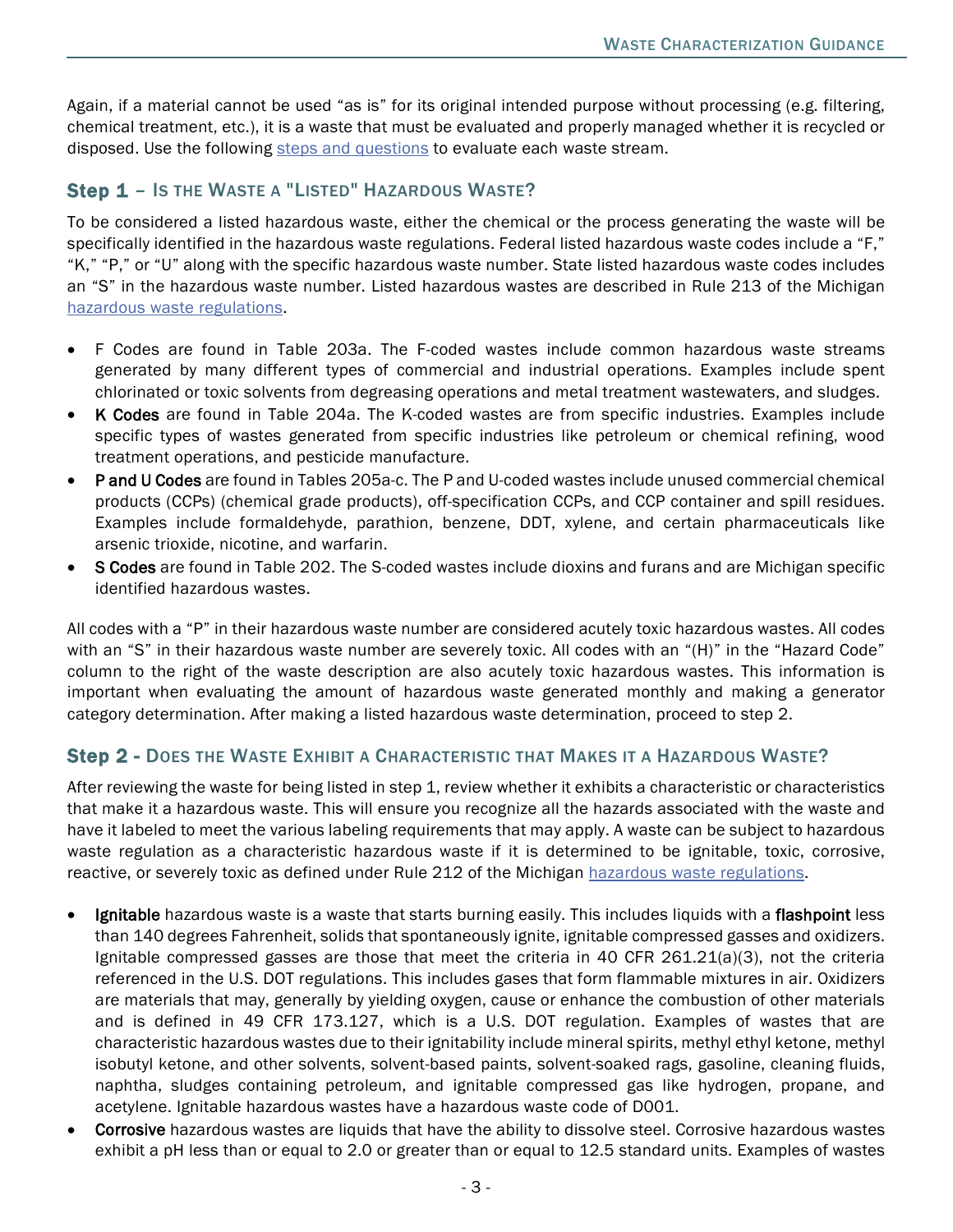Again, if a material cannot be used "as is" for its original intended purpose without processing (e.g. filtering, chemical treatment, etc.), it is a waste that must be evaluated and properly managed whether it is recycled or disposed. Use the following steps and questions to evaluate each waste stream.

## Step 1 – Is the Waste a "Listed" Hazardous Waste?

To be considered a listed hazardous waste, either the chemical or the process generating the waste will be specifically identified in the hazardous waste regulations. Federal listed hazardous waste codes include a "F," "K," "P," or "U" along with the specific hazardous waste number. State listed hazardous waste codes includes an "S" in the hazardous waste number. Listed hazardous wastes are described in Rule 213 of the Michigan hazardous waste regulations.

- F Codes are found in Table 203a. The F-coded wastes include common hazardous waste streams generated by many different types of commercial and industrial operations. Examples include spent chlorinated or toxic solvents from degreasing operations and metal treatment wastewaters, and sludges.
- **K Codes** are found in Table 204a. The K-coded wastes are from specific industries. Examples include specific types of wastes generated from specific industries like petroleum or chemical refining, wood treatment operations, and pesticide manufacture.
- **P and U Codes** are found in Tables 205a-c. The P and U-coded wastes include unused commercial chemical products (CCPs) (chemical grade products), off-specification CCPs, and CCP container and spill residues. Examples include formaldehyde, parathion, benzene, DDT, xylene, and certain pharmaceuticals like arsenic trioxide, nicotine, and warfarin.
- **S Codes** are found in Table 202. The S-coded wastes include dioxins and furans and are Michigan specific identified hazardous wastes.

All codes with a "P" in their hazardous waste number are considered acutely toxic hazardous wastes. All codes with an "S" in their hazardous waste number are severely toxic. All codes with an "(H)" in the "Hazard Code" column to the right of the waste description are also acutely toxic hazardous wastes. This information is important when evaluating the amount of hazardous waste generated monthly and making a generator category determination. After making a listed hazardous waste determination, proceed to step 2.

## Step 2 - Does the Waste Exhibit a Characteristic that Makes it a Hazardous Waste?

After reviewing the waste for being listed in step 1, review whether it exhibits a characteristic or characteristics that make it a hazardous waste. This will ensure you recognize all the hazards associated with the waste and have it labeled to meet the various labeling requirements that may apply. A waste can be subject to hazardous waste regulation as a characteristic hazardous waste if it is determined to be ignitable, toxic, corrosive, reactive, or severely toxic as defined under Rule 212 of the Michigan hazardous waste regulations.

- **Ignitable** hazardous waste is a waste that starts burning easily. This includes liquids with a **flashpoint** less than 140 degrees Fahrenheit, solids that spontaneously ignite, ignitable compressed gasses and oxidizers. Ignitable compressed gasses are those that meet the criteria in 40 CFR 261.21(a)(3), not the criteria referenced in the U.S. DOT regulations. This includes gases that form flammable mixtures in air. Oxidizers are materials that may, generally by yielding oxygen, cause or enhance the combustion of other materials and is defined in 49 CFR 173.127, which is a U.S. DOT regulation. Examples of wastes that are characteristic hazardous wastes due to their ignitability include mineral spirits, methyl ethyl ketone, methyl isobutyl ketone, and other solvents, solvent-based paints, solvent-soaked rags, gasoline, cleaning fluids, naphtha, sludges containing petroleum, and ignitable compressed gas like hydrogen, propane, and acetylene. Ignitable hazardous wastes have a hazardous waste code of D001.
- **Corrosive** hazardous wastes are liquids that have the ability to dissolve steel. Corrosive hazardous wastes exhibit a pH less than or equal to 2.0 or greater than or equal to 12.5 standard units. Examples of wastes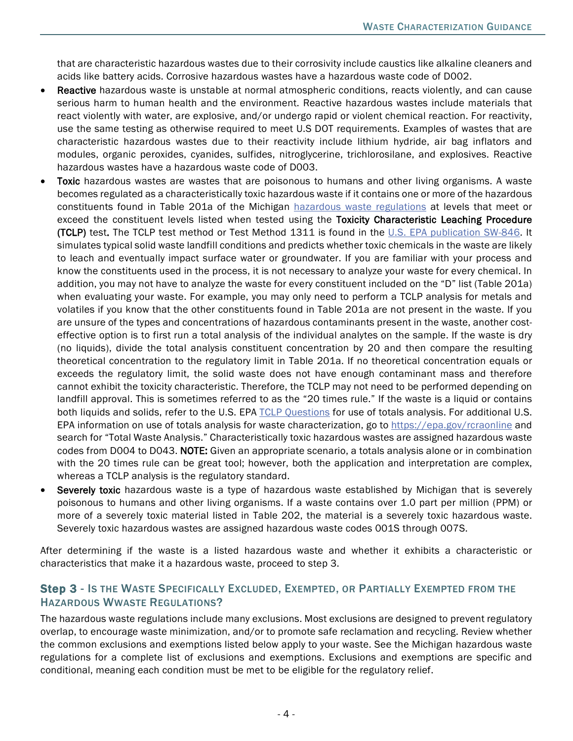that are characteristic hazardous wastes due to their corrosivity include caustics like alkaline cleaners and acids like battery acids. Corrosive hazardous wastes have a hazardous waste code of D002.

- **Reactive** hazardous waste is unstable at normal atmospheric conditions, reacts violently, and can cause serious harm to human health and the environment. Reactive hazardous wastes include materials that react violently with water, are explosive, and/or undergo rapid or violent chemical reaction. For reactivity, use the same testing as otherwise required to meet U.S DOT requirements. Examples of wastes that are characteristic hazardous wastes due to their reactivity include lithium hydride, air bag inflators and modules, organic peroxides, cyanides, sulfides, nitroglycerine, trichlorosilane, and explosives. Reactive hazardous wastes have a hazardous waste code of D003.
- **Toxic** hazardous wastes are wastes that are poisonous to humans and other living organisms. A waste becomes regulated as a characteristically toxic hazardous waste if it contains one or more of the hazardous constituents found in Table 201a of the Michigan [hazardous waste regulations](#) at levels that meet or exceed the constituent levels listed when tested using the **Toxicity Characteristic Leaching Procedure (TCLP)** test**.** The TCLP test method or Test Method 1311 is found in the [U.S. EPA publication SW-846](#). It simulates typical solid waste landfill conditions and predicts whether toxic chemicals in the waste are likely to leach and eventually impact surface water or groundwater. If you are familiar with your process and know the constituents used in the process, it is not necessary to analyze your waste for every chemical. In addition, you may not have to analyze the waste for every constituent included on the "D" list (Table 201a) when evaluating your waste. For example, you may only need to perform a TCLP analysis for metals and volatiles if you know that the other constituents found in Table 201a are not present in the waste. If you are unsure of the types and concentrations of hazardous contaminants present in the waste, another cost-effective option is to first run a total analysis of the individual analytes on the sample. If the waste is dry (no liquids), divide the total analysis constituent concentration by 20 and then compare the resulting theoretical concentration to the regulatory limit in Table 201a. If no theoretical concentration equals or exceeds the regulatory limit, the solid waste does not have enough contaminant mass and therefore cannot exhibit the toxicity characteristic. Therefore, the TCLP may not need to be performed depending on landfill approval. This is sometimes referred to as the "20 times rule." If the waste is a liquid or contains both liquids and solids, refer to the U.S. EPA [TCLP Questions](#) for use of totals analysis. For additional U.S. EPA information on use of totals analysis for waste characterization, go to [https://epa.gov/rcraonline](https://epa.gov/rcraonline) and search for "Total Waste Analysis." Characteristically toxic hazardous wastes are assigned hazardous waste codes from D004 to D043. **NOTE:** Given an appropriate scenario, a totals analysis alone or in combination with the 20 times rule can be great tool; however, both the application and interpretation are complex, whereas a TCLP analysis is the regulatory standard.
- **Severely toxic** hazardous waste is a type of hazardous waste established by Michigan that is severely poisonous to humans and other living organisms. If a waste contains over 1.0 part per million (PPM) or more of a severely toxic material listed in Table 202, the material is a severely toxic hazardous waste. Severely toxic hazardous wastes are assigned hazardous waste codes 001S through 007S.

After determining if the waste is a listed hazardous waste and whether it exhibits a characteristic or characteristics that make it a hazardous waste, proceed to step 3.

## Step 3 - Is the Waste Specifically Excluded, Exempted, or Partially Exempted from the Hazardous Wwaste Regulations?

The hazardous waste regulations include many exclusions. Most exclusions are designed to prevent regulatory overlap, to encourage waste minimization, and/or to promote safe reclamation and recycling. Review whether the common exclusions and exemptions listed below apply to your waste. See the Michigan hazardous waste regulations for a complete list of exclusions and exemptions. Exclusions and exemptions are specific and conditional, meaning each condition must be met to be eligible for the regulatory relief.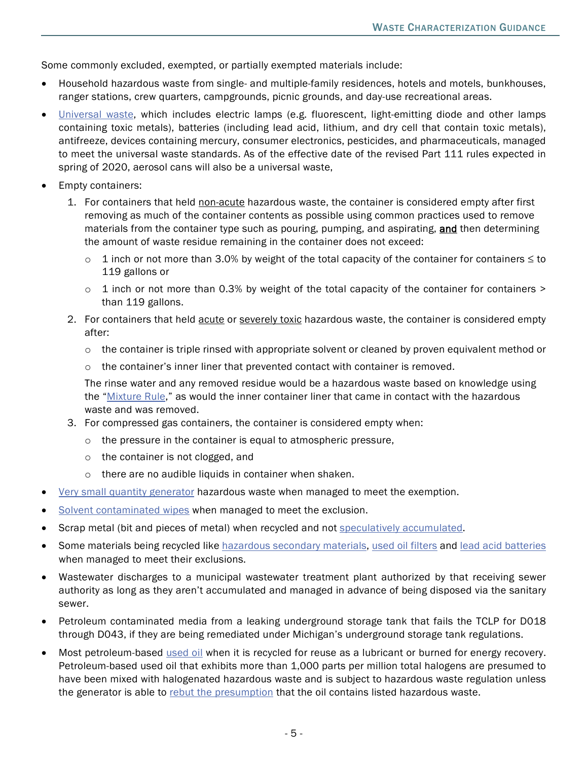Some commonly excluded, exempted, or partially exempted materials include:

- Household hazardous waste from single- and multiple-family residences, hotels and motels, bunkhouses, ranger stations, crew quarters, campgrounds, picnic grounds, and day-use recreational areas.
- Universal waste, which includes electric lamps (e.g. fluorescent, light-emitting diode and other lamps containing toxic metals), batteries (including lead acid, lithium, and dry cell that contain toxic metals), antifreeze, devices containing mercury, consumer electronics, pesticides, and pharmaceuticals, managed to meet the universal waste standards. As of the effective date of the revised Part 111 rules expected in spring of 2020, aerosol cans will also be a universal waste,
- Empty containers:
  1. For containers that held non-acute hazardous waste, the container is considered empty after first removing as much of the container contents as possible using common practices used to remove materials from the container type such as pouring, pumping, and aspirating, **and** then determining the amount of waste residue remaining in the container does not exceed:
     - 1 inch or not more than 3.0% by weight of the total capacity of the container for containers ≤ to 119 gallons or
     - 1 inch or not more than 0.3% by weight of the total capacity of the container for containers > than 119 gallons.
  2. For containers that held acute or severely toxic hazardous waste, the container is considered empty after:
     - the container is triple rinsed with appropriate solvent or cleaned by proven equivalent method or
     - the container's inner liner that prevented contact with container is removed.

     The rinse water and any removed residue would be a hazardous waste based on knowledge using the "Mixture Rule," as would the inner container liner that came in contact with the hazardous waste and was removed.
  3. For compressed gas containers, the container is considered empty when:
     - the pressure in the container is equal to atmospheric pressure,
     - the container is not clogged, and
     - there are no audible liquids in container when shaken.
- Very small quantity generator hazardous waste when managed to meet the exemption.
- Solvent contaminated wipes when managed to meet the exclusion.
- Scrap metal (bit and pieces of metal) when recycled and not speculatively accumulated.
- Some materials being recycled like hazardous secondary materials, used oil filters and lead acid batteries when managed to meet their exclusions.
- Wastewater discharges to a municipal wastewater treatment plant authorized by that receiving sewer authority as long as they aren't accumulated and managed in advance of being disposed via the sanitary sewer.
- Petroleum contaminated media from a leaking underground storage tank that fails the TCLP for D018 through D043, if they are being remediated under Michigan's underground storage tank regulations.
- Most petroleum-based used oil when it is recycled for reuse as a lubricant or burned for energy recovery. Petroleum-based used oil that exhibits more than 1,000 parts per million total halogens are presumed to have been mixed with halogenated hazardous waste and is subject to hazardous waste regulation unless the generator is able to rebut the presumption that the oil contains listed hazardous waste.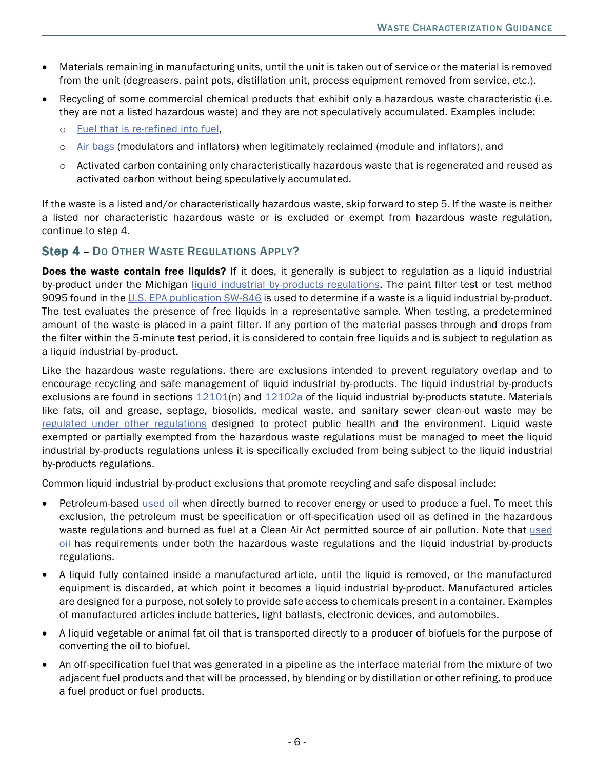- Materials remaining in manufacturing units, until the unit is taken out of service or the material is removed from the unit (degreasers, paint pots, distillation unit, process equipment removed from service, etc.).
- Recycling of some commercial chemical products that exhibit only a hazardous waste characteristic (i.e. they are not a listed hazardous waste) and they are not speculatively accumulated. Examples include:
  - Fuel that is re-refined into fuel,
  - Air bags (modulators and inflators) when legitimately reclaimed (module and inflators), and
  - Activated carbon containing only characteristically hazardous waste that is regenerated and reused as activated carbon without being speculatively accumulated.

If the waste is a listed and/or characteristically hazardous waste, skip forward to step 5. If the waste is neither a listed nor characteristic hazardous waste or is excluded or exempt from hazardous waste regulation, continue to step 4.

## Step 4 – Do Other Waste Regulations Apply?

**Does the waste contain free liquids?** If it does, it generally is subject to regulation as a liquid industrial by-product under the Michigan liquid industrial by-products regulations. The paint filter test or test method 9095 found in the U.S. EPA publication SW-846 is used to determine if a waste is a liquid industrial by-product. The test evaluates the presence of free liquids in a representative sample. When testing, a predetermined amount of the waste is placed in a paint filter. If any portion of the material passes through and drops from the filter within the 5-minute test period, it is considered to contain free liquids and is subject to regulation as a liquid industrial by-product.

Like the hazardous waste regulations, there are exclusions intended to prevent regulatory overlap and to encourage recycling and safe management of liquid industrial by-products. The liquid industrial by-products exclusions are found in sections 12101(n) and 12102a of the liquid industrial by-products statute. Materials like fats, oil and grease, septage, biosolids, medical waste, and sanitary sewer clean-out waste may be regulated under other regulations designed to protect public health and the environment. Liquid waste exempted or partially exempted from the hazardous waste regulations must be managed to meet the liquid industrial by-products regulations unless it is specifically excluded from being subject to the liquid industrial by-products regulations.

Common liquid industrial by-product exclusions that promote recycling and safe disposal include:

- Petroleum-based used oil when directly burned to recover energy or used to produce a fuel. To meet this exclusion, the petroleum must be specification or off-specification used oil as defined in the hazardous waste regulations and burned as fuel at a Clean Air Act permitted source of air pollution. Note that used oil has requirements under both the hazardous waste regulations and the liquid industrial by-products regulations.
- A liquid fully contained inside a manufactured article, until the liquid is removed, or the manufactured equipment is discarded, at which point it becomes a liquid industrial by-product. Manufactured articles are designed for a purpose, not solely to provide safe access to chemicals present in a container. Examples of manufactured articles include batteries, light ballasts, electronic devices, and automobiles.
- A liquid vegetable or animal fat oil that is transported directly to a producer of biofuels for the purpose of converting the oil to biofuel.
- An off-specification fuel that was generated in a pipeline as the interface material from the mixture of two adjacent fuel products and that will be processed, by blending or by distillation or other refining, to produce a fuel product or fuel products.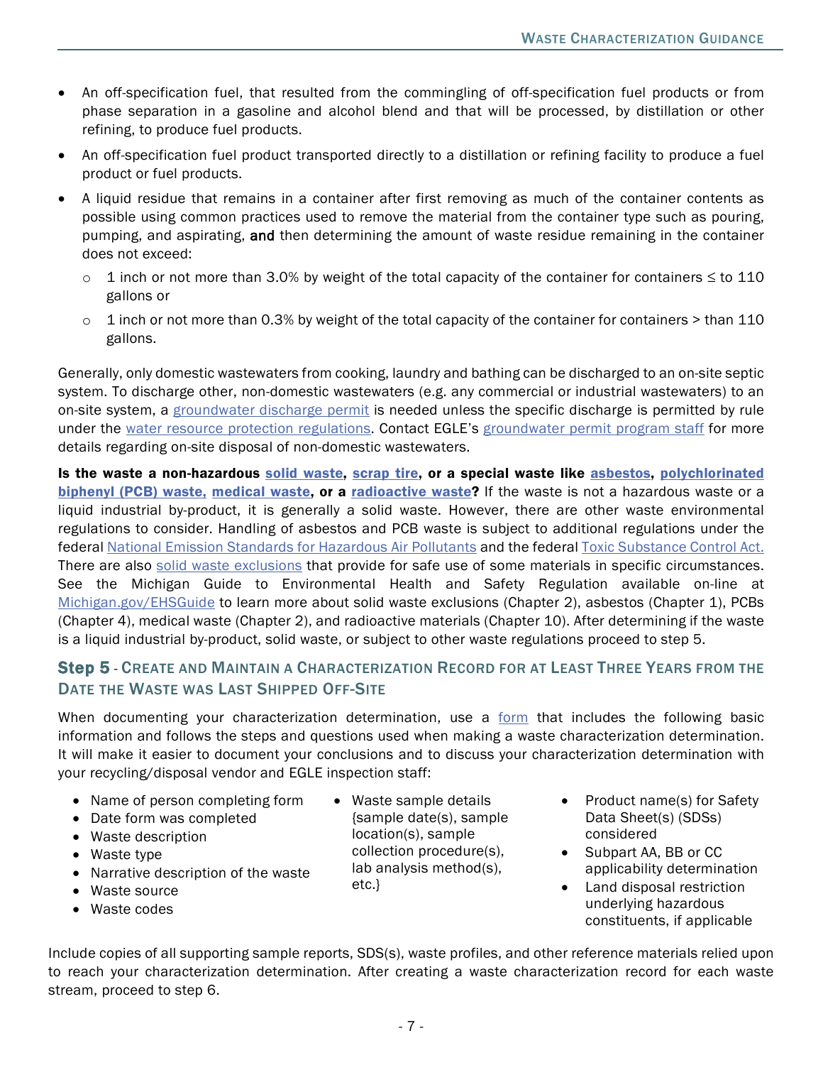- An off-specification fuel, that resulted from the commingling of off-specification fuel products or from phase separation in a gasoline and alcohol blend and that will be processed, by distillation or other refining, to produce fuel products.
- An off-specification fuel product transported directly to a distillation or refining facility to produce a fuel product or fuel products.
- A liquid residue that remains in a container after first removing as much of the container contents as possible using common practices used to remove the material from the container type such as pouring, pumping, and aspirating, **and** then determining the amount of waste residue remaining in the container does not exceed:
  - 1 inch or not more than 3.0% by weight of the total capacity of the container for containers ≤ to 110 gallons or
  - 1 inch or not more than 0.3% by weight of the total capacity of the container for containers > than 110 gallons.

Generally, only domestic wastewaters from cooking, laundry and bathing can be discharged to an on-site septic system. To discharge other, non-domestic wastewaters (e.g. any commercial or industrial wastewaters) to an on-site system, a groundwater discharge permit is needed unless the specific discharge is permitted by rule under the water resource protection regulations. Contact EGLE's groundwater permit program staff for more details regarding on-site disposal of non-domestic wastewaters.

**Is the waste a non-hazardous solid waste, scrap tire, or a special waste like asbestos, polychlorinated biphenyl (PCB) waste, medical waste, or a radioactive waste?** If the waste is not a hazardous waste or a liquid industrial by-product, it is generally a solid waste. However, there are other waste environmental regulations to consider. Handling of asbestos and PCB waste is subject to additional regulations under the federal National Emission Standards for Hazardous Air Pollutants and the federal Toxic Substance Control Act. There are also solid waste exclusions that provide for safe use of some materials in specific circumstances. See the Michigan Guide to Environmental Health and Safety Regulation available on-line at Michigan.gov/EHSGuide to learn more about solid waste exclusions (Chapter 2), asbestos (Chapter 1), PCBs (Chapter 4), medical waste (Chapter 2), and radioactive materials (Chapter 10). After determining if the waste is a liquid industrial by-product, solid waste, or subject to other waste regulations proceed to step 5.

### Step 5 - Create and Maintain a Characterization Record for at Least Three Years from the Date the Waste was Last Shipped Off-Site

When documenting your characterization determination, use a form that includes the following basic information and follows the steps and questions used when making a waste characterization determination. It will make it easier to document your conclusions and to discuss your characterization determination with your recycling/disposal vendor and EGLE inspection staff:

- Name of person completing form
- Date form was completed
- Waste description
- Waste type
- Narrative description of the waste
- Waste source
- Waste codes
- Waste sample details {sample date(s), sample location(s), sample collection procedure(s), lab analysis method(s), etc.}
- Product name(s) for Safety Data Sheet(s) (SDSs) considered
- Subpart AA, BB or CC applicability determination
- Land disposal restriction underlying hazardous constituents, if applicable

Include copies of all supporting sample reports, SDS(s), waste profiles, and other reference materials relied upon to reach your characterization determination. After creating a waste characterization record for each waste stream, proceed to step 6.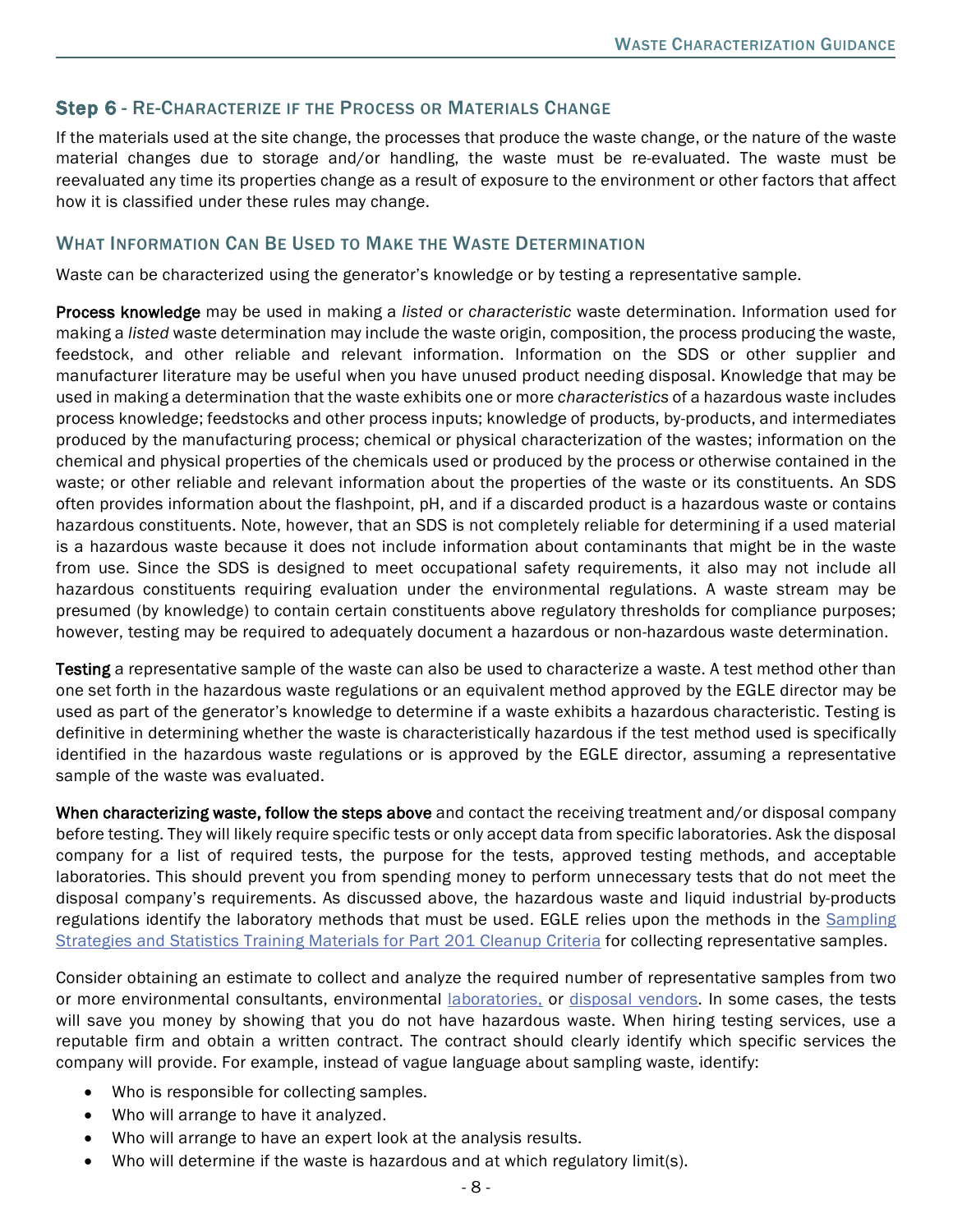## Step 6 - Re-Characterize if the Process or Materials Change

If the materials used at the site change, the processes that produce the waste change, or the nature of the waste material changes due to storage and/or handling, the waste must be re-evaluated. The waste must be reevaluated any time its properties change as a result of exposure to the environment or other factors that affect how it is classified under these rules may change.

## What Information Can Be Used to Make the Waste Determination

Waste can be characterized using the generator's knowledge or by testing a representative sample.

**Process knowledge** may be used in making a *listed* or *characteristic* waste determination. Information used for making a *listed* waste determination may include the waste origin, composition, the process producing the waste, feedstock, and other reliable and relevant information. Information on the SDS or other supplier and manufacturer literature may be useful when you have unused product needing disposal. Knowledge that may be used in making a determination that the waste exhibits one or more *characteristics* of a hazardous waste includes process knowledge; feedstocks and other process inputs; knowledge of products, by-products, and intermediates produced by the manufacturing process; chemical or physical characterization of the wastes; information on the chemical and physical properties of the chemicals used or produced by the process or otherwise contained in the waste; or other reliable and relevant information about the properties of the waste or its constituents. An SDS often provides information about the flashpoint, pH, and if a discarded product is a hazardous waste or contains hazardous constituents. Note, however, that an SDS is not completely reliable for determining if a used material is a hazardous waste because it does not include information about contaminants that might be in the waste from use. Since the SDS is designed to meet occupational safety requirements, it also may not include all hazardous constituents requiring evaluation under the environmental regulations. A waste stream may be presumed (by knowledge) to contain certain constituents above regulatory thresholds for compliance purposes; however, testing may be required to adequately document a hazardous or non-hazardous waste determination.

**Testing** a representative sample of the waste can also be used to characterize a waste. A test method other than one set forth in the hazardous waste regulations or an equivalent method approved by the EGLE director may be used as part of the generator's knowledge to determine if a waste exhibits a hazardous characteristic. Testing is definitive in determining whether the waste is characteristically hazardous if the test method used is specifically identified in the hazardous waste regulations or is approved by the EGLE director, assuming a representative sample of the waste was evaluated.

**When characterizing waste, follow the steps above** and contact the receiving treatment and/or disposal company before testing. They will likely require specific tests or only accept data from specific laboratories. Ask the disposal company for a list of required tests, the purpose for the tests, approved testing methods, and acceptable laboratories. This should prevent you from spending money to perform unnecessary tests that do not meet the disposal company's requirements. As discussed above, the hazardous waste and liquid industrial by-products regulations identify the laboratory methods that must be used. EGLE relies upon the methods in the Sampling Strategies and Statistics Training Materials for Part 201 Cleanup Criteria for collecting representative samples.

Consider obtaining an estimate to collect and analyze the required number of representative samples from two or more environmental consultants, environmental laboratories, or disposal vendors. In some cases, the tests will save you money by showing that you do not have hazardous waste. When hiring testing services, use a reputable firm and obtain a written contract. The contract should clearly identify which specific services the company will provide. For example, instead of vague language about sampling waste, identify:

- Who is responsible for collecting samples.
- Who will arrange to have it analyzed.
- Who will arrange to have an expert look at the analysis results.
- Who will determine if the waste is hazardous and at which regulatory limit(s).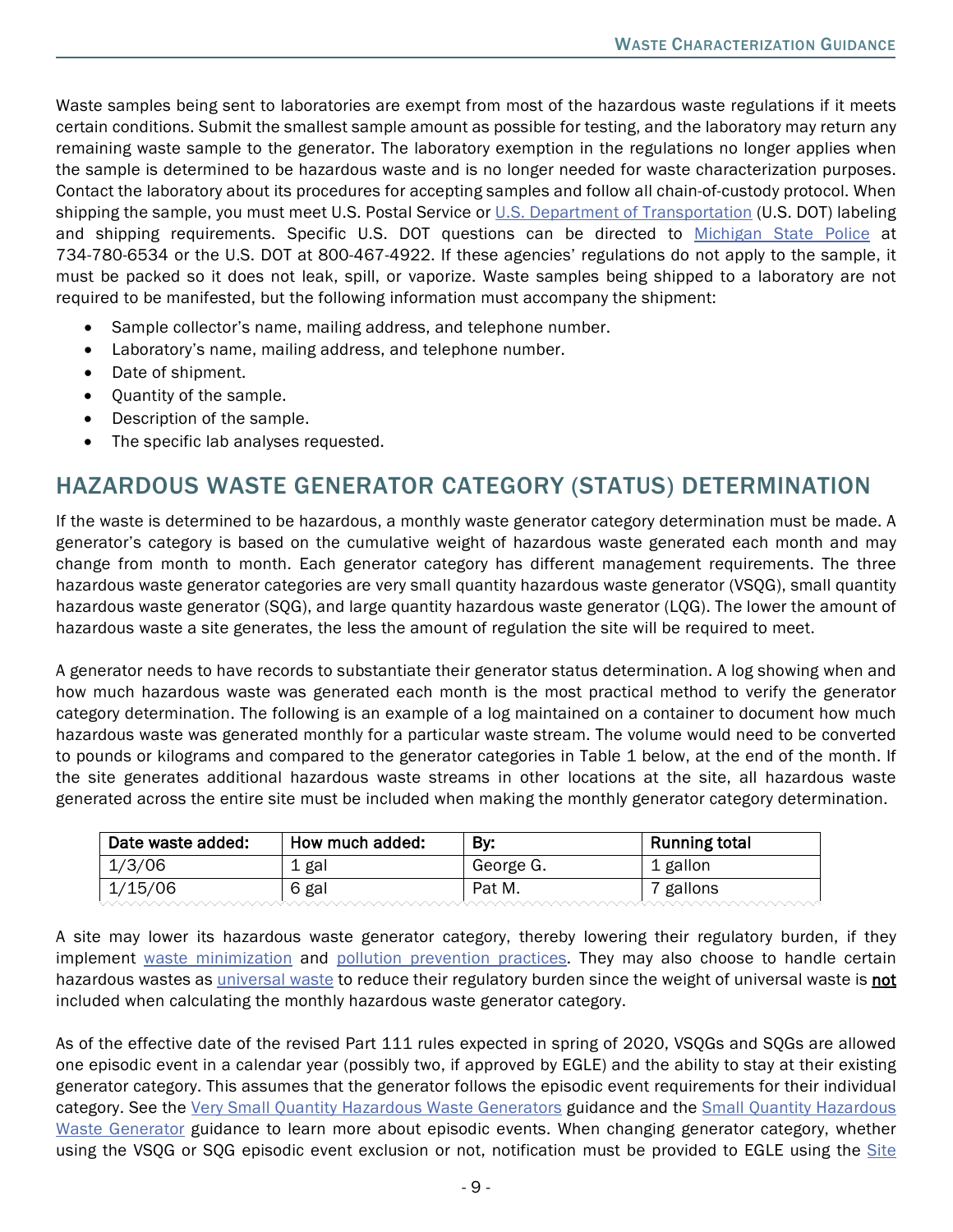Waste samples being sent to laboratories are exempt from most of the hazardous waste regulations if it meets certain conditions. Submit the smallest sample amount as possible for testing, and the laboratory may return any remaining waste sample to the generator. The laboratory exemption in the regulations no longer applies when the sample is determined to be hazardous waste and is no longer needed for waste characterization purposes. Contact the laboratory about its procedures for accepting samples and follow all chain-of-custody protocol. When shipping the sample, you must meet U.S. Postal Service or U.S. Department of Transportation (U.S. DOT) labeling and shipping requirements. Specific U.S. DOT questions can be directed to Michigan State Police at 734-780-6534 or the U.S. DOT at 800-467-4922. If these agencies' regulations do not apply to the sample, it must be packed so it does not leak, spill, or vaporize. Waste samples being shipped to a laboratory are not required to be manifested, but the following information must accompany the shipment:

- Sample collector's name, mailing address, and telephone number.
- Laboratory's name, mailing address, and telephone number.
- Date of shipment.
- Quantity of the sample.
- Description of the sample.
- The specific lab analyses requested.

## HAZARDOUS WASTE GENERATOR CATEGORY (STATUS) DETERMINATION

If the waste is determined to be hazardous, a monthly waste generator category determination must be made. A generator's category is based on the cumulative weight of hazardous waste generated each month and may change from month to month. Each generator category has different management requirements. The three hazardous waste generator categories are very small quantity hazardous waste generator (VSQG), small quantity hazardous waste generator (SQG), and large quantity hazardous waste generator (LQG). The lower the amount of hazardous waste a site generates, the less the amount of regulation the site will be required to meet.

A generator needs to have records to substantiate their generator status determination. A log showing when and how much hazardous waste was generated each month is the most practical method to verify the generator category determination. The following is an example of a log maintained on a container to document how much hazardous waste was generated monthly for a particular waste stream. The volume would need to be converted to pounds or kilograms and compared to the generator categories in Table 1 below, at the end of the month. If the site generates additional hazardous waste streams in other locations at the site, all hazardous waste generated across the entire site must be included when making the monthly generator category determination.

| Date waste added: | How much added: | By: | Running total |
|---|---|---|---|
| 1/3/06 | 1 gal | George G. | 1 gallon |
| 1/15/06 | 6 gal | Pat M. | 7 gallons |

A site may lower its hazardous waste generator category, thereby lowering their regulatory burden, if they implement waste minimization and pollution prevention practices. They may also choose to handle certain hazardous wastes as universal waste to reduce their regulatory burden since the weight of universal waste is **not** included when calculating the monthly hazardous waste generator category.

As of the effective date of the revised Part 111 rules expected in spring of 2020, VSQGs and SQGs are allowed one episodic event in a calendar year (possibly two, if approved by EGLE) and the ability to stay at their existing generator category. This assumes that the generator follows the episodic event requirements for their individual category. See the Very Small Quantity Hazardous Waste Generators guidance and the Small Quantity Hazardous Waste Generator guidance to learn more about episodic events. When changing generator category, whether using the VSQG or SQG episodic event exclusion or not, notification must be provided to EGLE using the Site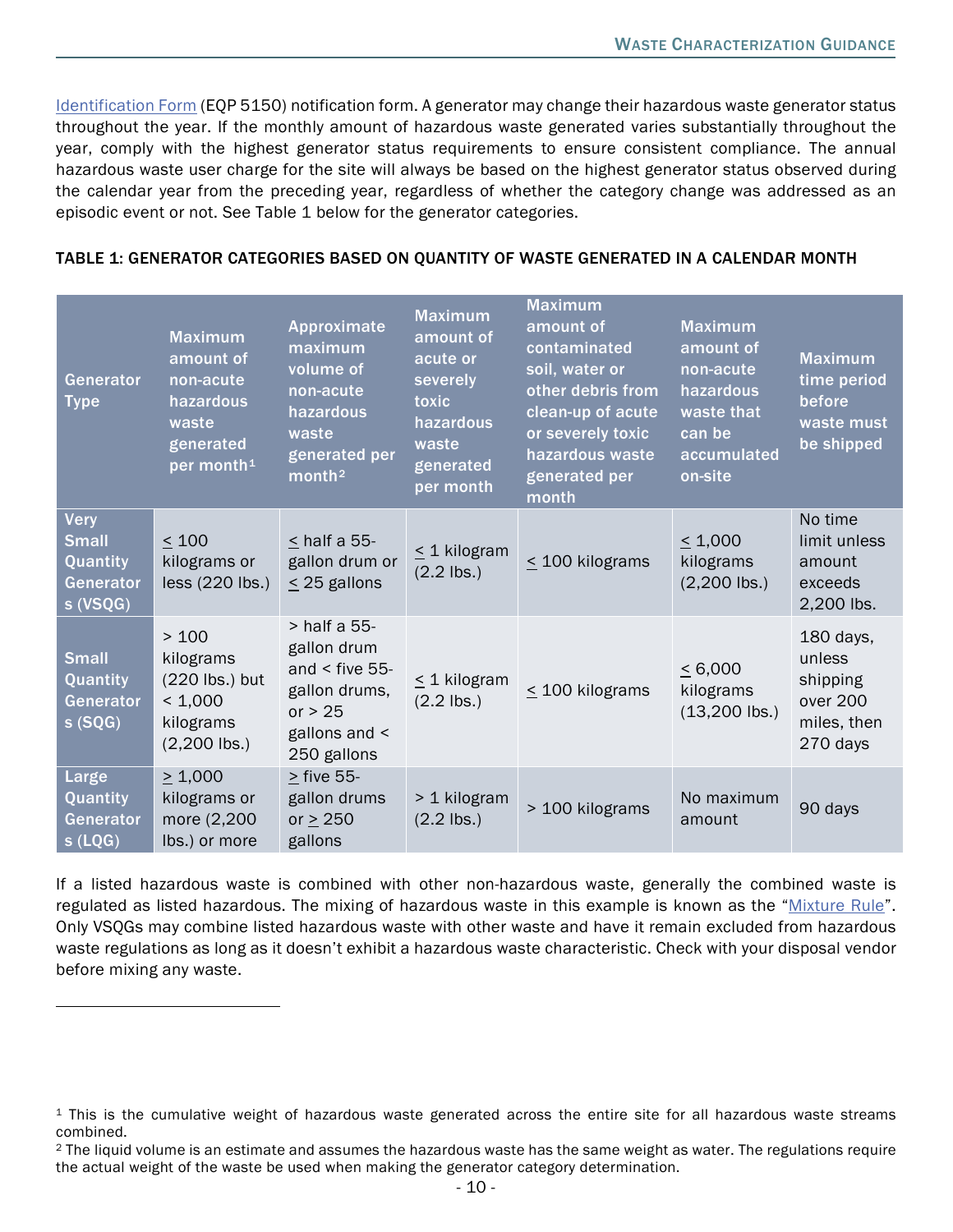Identification Form (EQP 5150) notification form. A generator may change their hazardous waste generator status throughout the year. If the monthly amount of hazardous waste generated varies substantially throughout the year, comply with the highest generator status requirements to ensure consistent compliance. The annual hazardous waste user charge for the site will always be based on the highest generator status observed during the calendar year from the preceding year, regardless of whether the category change was addressed as an episodic event or not. See Table 1 below for the generator categories.

**TABLE 1: GENERATOR CATEGORIES BASED ON QUANTITY OF WASTE GENERATED IN A CALENDAR MONTH**

| Generator Type | Maximum amount of non-acute hazardous waste generated per month[1] | Approximate maximum volume of non-acute hazardous waste generated per month[2] | Maximum amount of acute or severely toxic hazardous waste generated per month | Maximum amount of contaminated soil, water or other debris from clean-up of acute or severely toxic hazardous waste generated per month | Maximum amount of non-acute hazardous waste that can be accumulated on-site | Maximum time period before waste must be shipped |
|---|---|---|---|---|---|---|
| Very Small Quantity Generators (VSQG) | ≤ 100 kilograms or less (220 lbs.) | ≤ half a 55-gallon drum or ≤ 25 gallons | ≤ 1 kilogram (2.2 lbs.) | ≤ 100 kilograms | ≤ 1,000 kilograms (2,200 lbs.) | No time limit unless amount exceeds 2,200 lbs. |
| Small Quantity Generators (SQG) | > 100 kilograms (220 lbs.) but < 1,000 kilograms (2,200 lbs.) | > half a 55-gallon drum and < five 55-gallon drums, or > 25 gallons and < 250 gallons | ≤ 1 kilogram (2.2 lbs.) | ≤ 100 kilograms | ≤ 6,000 kilograms (13,200 lbs.) | 180 days, unless shipping over 200 miles, then 270 days |
| Large Quantity Generators (LQG) | ≥ 1,000 kilograms or more (2,200 lbs.) or more | ≥ five 55-gallon drums or ≥ 250 gallons | > 1 kilogram (2.2 lbs.) | > 100 kilograms | No maximum amount | 90 days |

If a listed hazardous waste is combined with other non-hazardous waste, generally the combined waste is regulated as listed hazardous. The mixing of hazardous waste in this example is known as the "Mixture Rule". Only VSQGs may combine listed hazardous waste with other waste and have it remain excluded from hazardous waste regulations as long as it doesn't exhibit a hazardous waste characteristic. Check with your disposal vendor before mixing any waste.

[1] This is the cumulative weight of hazardous waste generated across the entire site for all hazardous waste streams combined.

[2] The liquid volume is an estimate and assumes the hazardous waste has the same weight as water. The regulations require the actual weight of the waste be used when making the generator category determination.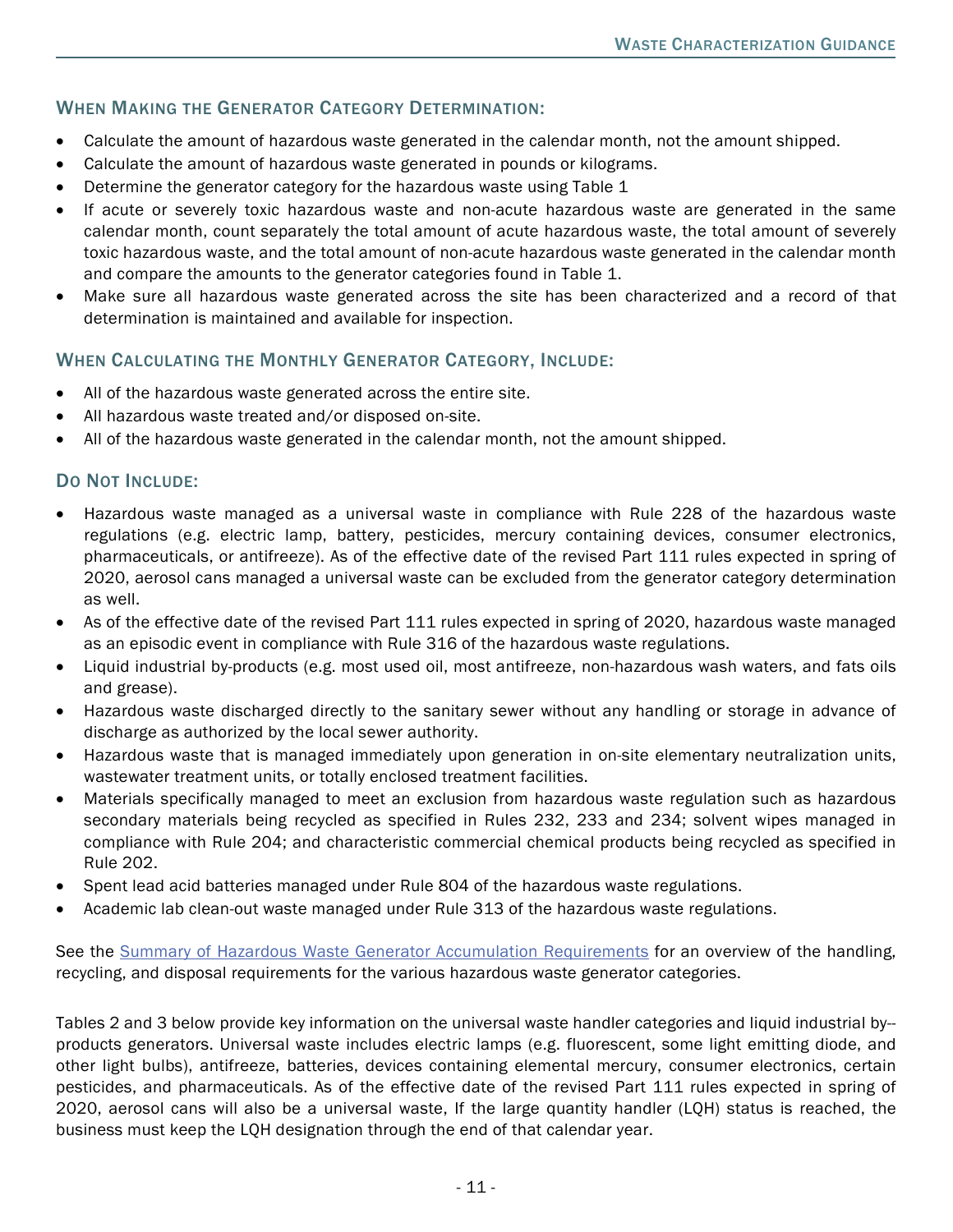### When Making the Generator Category Determination:

- Calculate the amount of hazardous waste generated in the calendar month, not the amount shipped.
- Calculate the amount of hazardous waste generated in pounds or kilograms.
- Determine the generator category for the hazardous waste using Table 1
- If acute or severely toxic hazardous waste and non-acute hazardous waste are generated in the same calendar month, count separately the total amount of acute hazardous waste, the total amount of severely toxic hazardous waste, and the total amount of non-acute hazardous waste generated in the calendar month and compare the amounts to the generator categories found in Table 1.
- Make sure all hazardous waste generated across the site has been characterized and a record of that determination is maintained and available for inspection.

### When Calculating the Monthly Generator Category, Include:

- All of the hazardous waste generated across the entire site.
- All hazardous waste treated and/or disposed on-site.
- All of the hazardous waste generated in the calendar month, not the amount shipped.

### Do Not Include:

- Hazardous waste managed as a universal waste in compliance with Rule 228 of the hazardous waste regulations (e.g. electric lamp, battery, pesticides, mercury containing devices, consumer electronics, pharmaceuticals, or antifreeze). As of the effective date of the revised Part 111 rules expected in spring of 2020, aerosol cans managed a universal waste can be excluded from the generator category determination as well.
- As of the effective date of the revised Part 111 rules expected in spring of 2020, hazardous waste managed as an episodic event in compliance with Rule 316 of the hazardous waste regulations.
- Liquid industrial by-products (e.g. most used oil, most antifreeze, non-hazardous wash waters, and fats oils and grease).
- Hazardous waste discharged directly to the sanitary sewer without any handling or storage in advance of discharge as authorized by the local sewer authority.
- Hazardous waste that is managed immediately upon generation in on-site elementary neutralization units, wastewater treatment units, or totally enclosed treatment facilities.
- Materials specifically managed to meet an exclusion from hazardous waste regulation such as hazardous secondary materials being recycled as specified in Rules 232, 233 and 234; solvent wipes managed in compliance with Rule 204; and characteristic commercial chemical products being recycled as specified in Rule 202.
- Spent lead acid batteries managed under Rule 804 of the hazardous waste regulations.
- Academic lab clean-out waste managed under Rule 313 of the hazardous waste regulations.

See the Summary of Hazardous Waste Generator Accumulation Requirements for an overview of the handling, recycling, and disposal requirements for the various hazardous waste generator categories.

Tables 2 and 3 below provide key information on the universal waste handler categories and liquid industrial by--products generators. Universal waste includes electric lamps (e.g. fluorescent, some light emitting diode, and other light bulbs), antifreeze, batteries, devices containing elemental mercury, consumer electronics, certain pesticides, and pharmaceuticals. As of the effective date of the revised Part 111 rules expected in spring of 2020, aerosol cans will also be a universal waste, If the large quantity handler (LQH) status is reached, the business must keep the LQH designation through the end of that calendar year.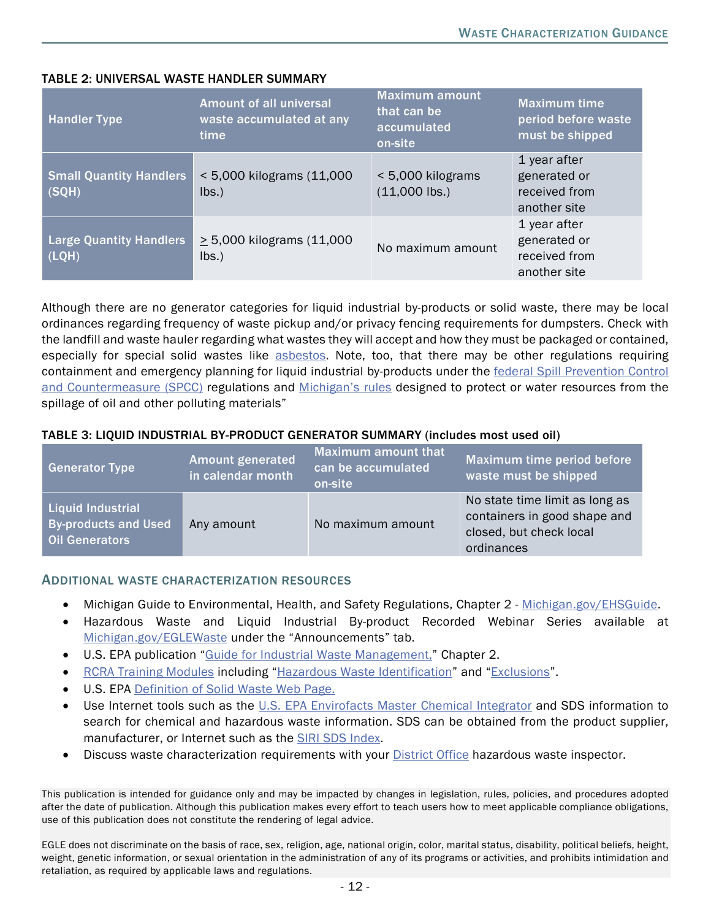**TABLE 2: UNIVERSAL WASTE HANDLER SUMMARY**

| Handler Type | Amount of all universal waste accumulated at any time | Maximum amount that can be accumulated on-site | Maximum time period before waste must be shipped |
|---|---|---|---|
| **Small Quantity Handlers (SQH)** | < 5,000 kilograms (11,000 lbs.) | < 5,000 kilograms (11,000 lbs.) | 1 year after generated or received from another site |
| **Large Quantity Handlers (LQH)** | ≥ 5,000 kilograms (11,000 lbs.) | No maximum amount | 1 year after generated or received from another site |

Although there are no generator categories for liquid industrial by-products or solid waste, there may be local ordinances regarding frequency of waste pickup and/or privacy fencing requirements for dumpsters. Check with the landfill and waste hauler regarding what wastes they will accept and how they must be packaged or contained, especially for special solid wastes like asbestos. Note, too, that there may be other regulations requiring containment and emergency planning for liquid industrial by-products under the federal Spill Prevention Control and Countermeasure (SPCC) regulations and Michigan's rules designed to protect or water resources from the spillage of oil and other polluting materials"

**TABLE 3: LIQUID INDUSTRIAL BY-PRODUCT GENERATOR SUMMARY (includes most used oil)**

| Generator Type | Amount generated in calendar month | Maximum amount that can be accumulated on-site | Maximum time period before waste must be shipped |
|---|---|---|---|
| **Liquid Industrial By-products and Used Oil Generators** | Any amount | No maximum amount | No state time limit as long as containers in good shape and closed, but check local ordinances |

## ADDITIONAL WASTE CHARACTERIZATION RESOURCES

- Michigan Guide to Environmental, Health, and Safety Regulations, Chapter 2 - Michigan.gov/EHSGuide.
- Hazardous Waste and Liquid Industrial By-product Recorded Webinar Series available at Michigan.gov/EGLEWaste under the "Announcements" tab.
- U.S. EPA publication "Guide for Industrial Waste Management," Chapter 2.
- RCRA Training Modules including "Hazardous Waste Identification" and "Exclusions".
- U.S. EPA Definition of Solid Waste Web Page.
- Use Internet tools such as the U.S. EPA Envirofacts Master Chemical Integrator and SDS information to search for chemical and hazardous waste information. SDS can be obtained from the product supplier, manufacturer, or Internet such as the SIRI SDS Index.
- Discuss waste characterization requirements with your District Office hazardous waste inspector.

This publication is intended for guidance only and may be impacted by changes in legislation, rules, policies, and procedures adopted after the date of publication. Although this publication makes every effort to teach users how to meet applicable compliance obligations, use of this publication does not constitute the rendering of legal advice.

EGLE does not discriminate on the basis of race, sex, religion, age, national origin, color, marital status, disability, political beliefs, height, weight, genetic information, or sexual orientation in the administration of any of its programs or activities, and prohibits intimidation and retaliation, as required by applicable laws and regulations.